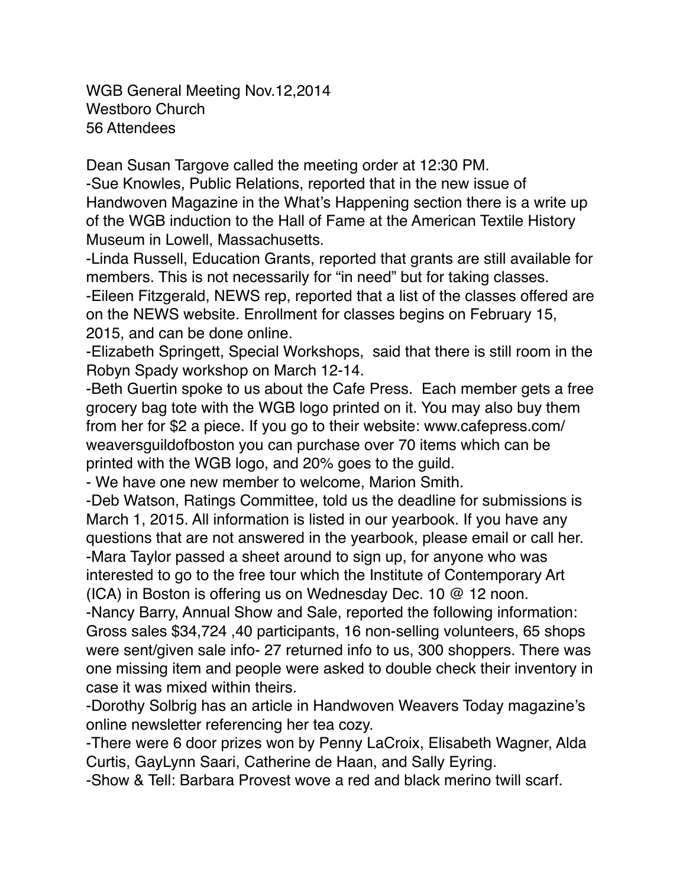WGB General Meeting Nov.12,2014
Westboro Church
56 Attendees

Dean Susan Targove called the meeting order at 12:30 PM.

-Sue Knowles, Public Relations, reported that in the new issue of Handwoven Magazine in the What's Happening section there is a write up of the WGB induction to the Hall of Fame at the American Textile History Museum in Lowell, Massachusetts.

-Linda Russell, Education Grants, reported that grants are still available for members. This is not necessarily for "in need" but for taking classes.

-Eileen Fitzgerald, NEWS rep, reported that a list of the classes offered are on the NEWS website. Enrollment for classes begins on February 15, 2015, and can be done online.

-Elizabeth Springett, Special Workshops, said that there is still room in the Robyn Spady workshop on March 12-14.

-Beth Guertin spoke to us about the Cafe Press. Each member gets a free grocery bag tote with the WGB logo printed on it. You may also buy them from her for $2 a piece. If you go to their website: www.cafepress.com/weaversguildofboston you can purchase over 70 items which can be printed with the WGB logo, and 20% goes to the guild.

- We have one new member to welcome, Marion Smith.

-Deb Watson, Ratings Committee, told us the deadline for submissions is March 1, 2015. All information is listed in our yearbook. If you have any questions that are not answered in the yearbook, please email or call her.

-Mara Taylor passed a sheet around to sign up, for anyone who was interested to go to the free tour which the Institute of Contemporary Art (ICA) in Boston is offering us on Wednesday Dec. 10 @ 12 noon.

-Nancy Barry, Annual Show and Sale, reported the following information: Gross sales $34,724 ,40 participants, 16 non-selling volunteers, 65 shops were sent/given sale info- 27 returned info to us, 300 shoppers. There was one missing item and people were asked to double check their inventory in case it was mixed within theirs.

-Dorothy Solbrig has an article in Handwoven Weavers Today magazine's online newsletter referencing her tea cozy.

-There were 6 door prizes won by Penny LaCroix, Elisabeth Wagner, Alda Curtis, GayLynn Saari, Catherine de Haan, and Sally Eyring.

-Show & Tell: Barbara Provest wove a red and black merino twill scarf.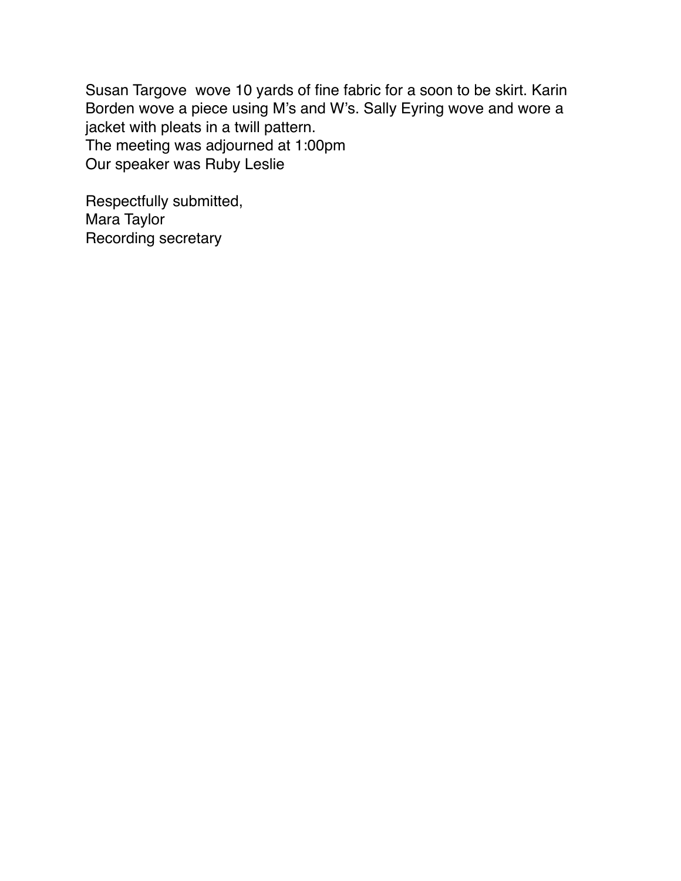Susan Targove wove 10 yards of fine fabric for a soon to be skirt. Karin Borden wove a piece using M's and W's. Sally Eyring wove and wore a jacket with pleats in a twill pattern.

The meeting was adjourned at 1:00pm

Our speaker was Ruby Leslie

Respectfully submitted,
Mara Taylor
Recording secretary